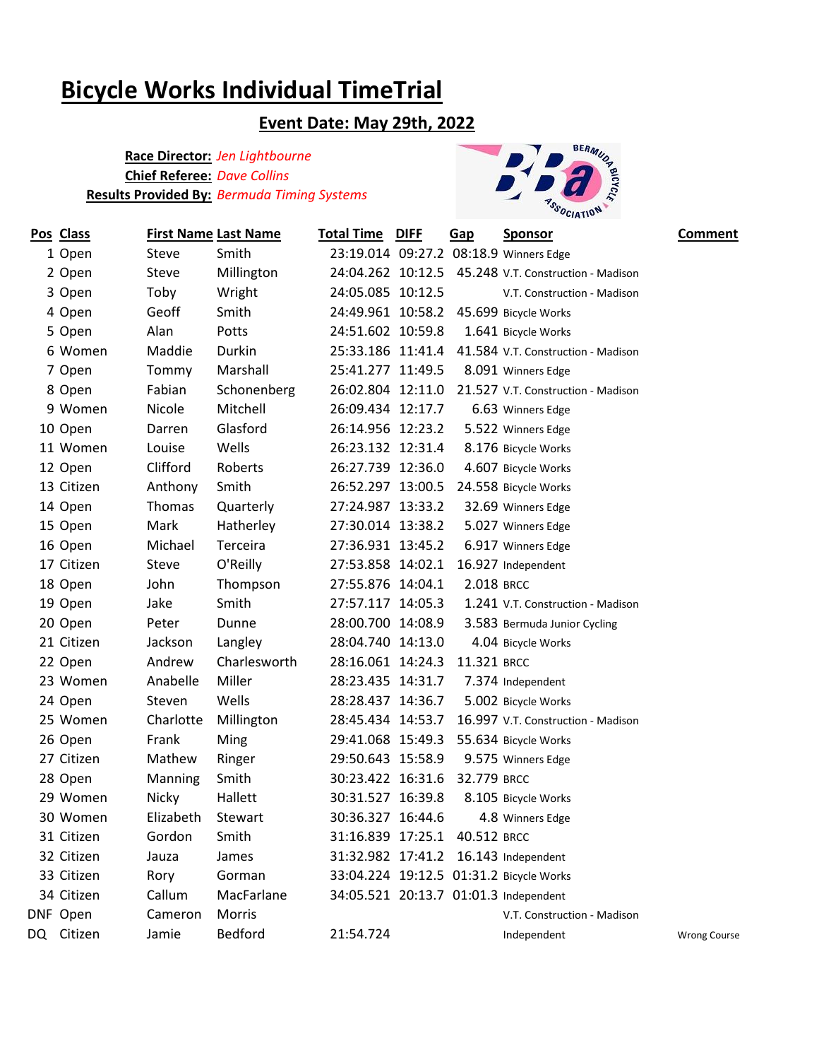# Bicycle Works Individual TimeTrial

## Event Date: May 29th, 2022

**Race Director:** *Jen Lightbourne*
**Chief Referee:** *Dave Collins*
**Results Provided By:** *Bermuda Timing Systems*

| Pos | Class | First Name | Last Name | Total Time | DIFF | Gap | Sponsor | Comment |
|---|---|---|---|---|---|---|---|---|
| 1 | Open | Steve | Smith | 23:19.014 | 09:27.2 | 08:18.9 | Winners Edge | |
| 2 | Open | Steve | Millington | 24:04.262 | 10:12.5 | 45.248 | V.T. Construction - Madison | |
| 3 | Open | Toby | Wright | 24:05.085 | 10:12.5 | | V.T. Construction - Madison | |
| 4 | Open | Geoff | Smith | 24:49.961 | 10:58.2 | 45.699 | Bicycle Works | |
| 5 | Open | Alan | Potts | 24:51.602 | 10:59.8 | 1.641 | Bicycle Works | |
| 6 | Women | Maddie | Durkin | 25:33.186 | 11:41.4 | 41.584 | V.T. Construction - Madison | |
| 7 | Open | Tommy | Marshall | 25:41.277 | 11:49.5 | 8.091 | Winners Edge | |
| 8 | Open | Fabian | Schonenberg | 26:02.804 | 12:11.0 | 21.527 | V.T. Construction - Madison | |
| 9 | Women | Nicole | Mitchell | 26:09.434 | 12:17.7 | 6.63 | Winners Edge | |
| 10 | Open | Darren | Glasford | 26:14.956 | 12:23.2 | 5.522 | Winners Edge | |
| 11 | Women | Louise | Wells | 26:23.132 | 12:31.4 | 8.176 | Bicycle Works | |
| 12 | Open | Clifford | Roberts | 26:27.739 | 12:36.0 | 4.607 | Bicycle Works | |
| 13 | Citizen | Anthony | Smith | 26:52.297 | 13:00.5 | 24.558 | Bicycle Works | |
| 14 | Open | Thomas | Quarterly | 27:24.987 | 13:33.2 | 32.69 | Winners Edge | |
| 15 | Open | Mark | Hatherley | 27:30.014 | 13:38.2 | 5.027 | Winners Edge | |
| 16 | Open | Michael | Terceira | 27:36.931 | 13:45.2 | 6.917 | Winners Edge | |
| 17 | Citizen | Steve | O'Reilly | 27:53.858 | 14:02.1 | 16.927 | Independent | |
| 18 | Open | John | Thompson | 27:55.876 | 14:04.1 | 2.018 | BRCC | |
| 19 | Open | Jake | Smith | 27:57.117 | 14:05.3 | 1.241 | V.T. Construction - Madison | |
| 20 | Open | Peter | Dunne | 28:00.700 | 14:08.9 | 3.583 | Bermuda Junior Cycling | |
| 21 | Citizen | Jackson | Langley | 28:04.740 | 14:13.0 | 4.04 | Bicycle Works | |
| 22 | Open | Andrew | Charlesworth | 28:16.061 | 14:24.3 | 11.321 | BRCC | |
| 23 | Women | Anabelle | Miller | 28:23.435 | 14:31.7 | 7.374 | Independent | |
| 24 | Open | Steven | Wells | 28:28.437 | 14:36.7 | 5.002 | Bicycle Works | |
| 25 | Women | Charlotte | Millington | 28:45.434 | 14:53.7 | 16.997 | V.T. Construction - Madison | |
| 26 | Open | Frank | Ming | 29:41.068 | 15:49.3 | 55.634 | Bicycle Works | |
| 27 | Citizen | Mathew | Ringer | 29:50.643 | 15:58.9 | 9.575 | Winners Edge | |
| 28 | Open | Manning | Smith | 30:23.422 | 16:31.6 | 32.779 | BRCC | |
| 29 | Women | Nicky | Hallett | 30:31.527 | 16:39.8 | 8.105 | Bicycle Works | |
| 30 | Women | Elizabeth | Stewart | 30:36.327 | 16:44.6 | 4.8 | Winners Edge | |
| 31 | Citizen | Gordon | Smith | 31:16.839 | 17:25.1 | 40.512 | BRCC | |
| 32 | Citizen | Jauza | James | 31:32.982 | 17:41.2 | 16.143 | Independent | |
| 33 | Citizen | Rory | Gorman | 33:04.224 | 19:12.5 | 01:31.2 | Bicycle Works | |
| 34 | Citizen | Callum | MacFarlane | 34:05.521 | 20:13.7 | 01:01.3 | Independent | |
| DNF | Open | Cameron | Morris | | | | V.T. Construction - Madison | |
| DQ | Citizen | Jamie | Bedford | 21:54.724 | | | Independent | Wrong Course |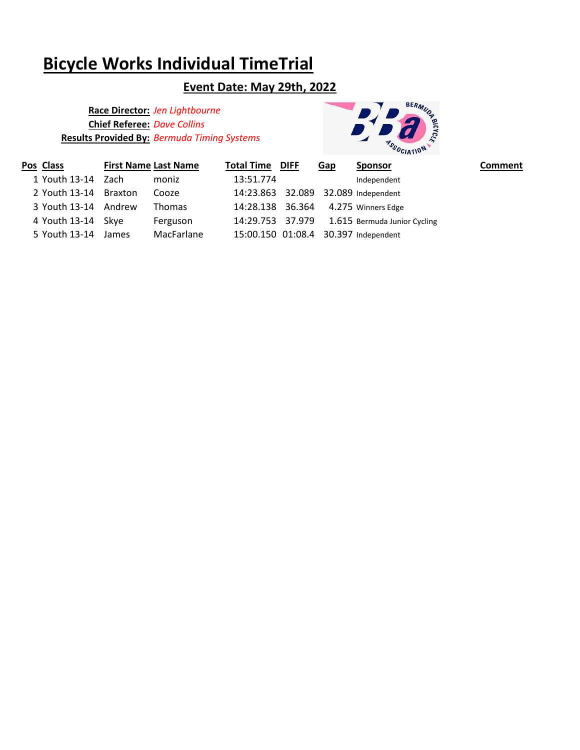# Bicycle Works Individual TimeTrial

## Event Date: May 29th, 2022

**Race Director:** *Jen Lightbourne*
**Chief Referee:** *Dave Collins*
**Results Provided By:** *Bermuda Timing Systems*

| Pos | Class | First Name | Last Name | Total Time | DIFF | Gap | Sponsor | Comment |
|---|---|---|---|---|---|---|---|---|
| 1 | Youth 13-14 | Zach | moniz | 13:51.774 | | | Independent | |
| 2 | Youth 13-14 | Braxton | Cooze | 14:23.863 | 32.089 | 32.089 | Independent | |
| 3 | Youth 13-14 | Andrew | Thomas | 14:28.138 | 36.364 | 4.275 | Winners Edge | |
| 4 | Youth 13-14 | Skye | Ferguson | 14:29.753 | 37.979 | 1.615 | Bermuda Junior Cycling | |
| 5 | Youth 13-14 | James | MacFarlane | 15:00.150 | 01:08.4 | 30.397 | Independent | |